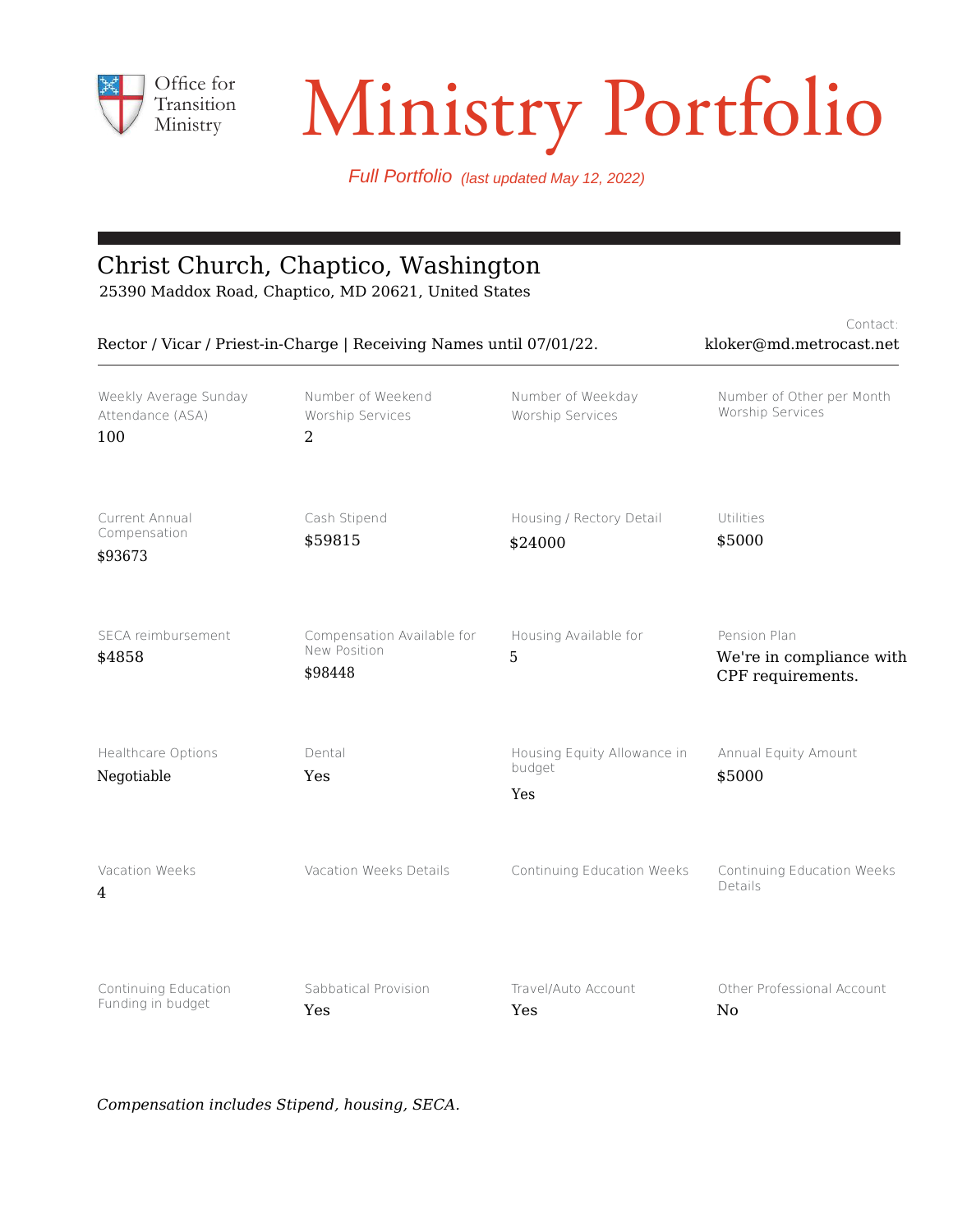Office for Transition Ministry

# Ministry Portfolio

*Full Portfolio (last updated May 12, 2022)*

## Christ Church, Chaptico, Washington

25390 Maddox Road, Chaptico, MD 20621, United States

Rector / Vicar / Priest-in-Charge | Receiving Names until 07/01/22.

Contact: kloker@md.metrocast.net

| Weekly Average Sunday Attendance (ASA) | Number of Weekend Worship Services | Number of Weekday Worship Services | Number of Other per Month Worship Services |
|---|---|---|---|
| 100 | 2 | | |
| **Current Annual Compensation** | **Cash Stipend** | **Housing / Rectory Detail** | **Utilities** |
| $93673 | $59815 | $24000 | $5000 |
| **SECA reimbursement** | **Compensation Available for New Position** | **Housing Available for** | **Pension Plan** |
| $4858 | $98448 | 5 | We're in compliance with CPF requirements. |
| **Healthcare Options** | **Dental** | **Housing Equity Allowance in budget** | **Annual Equity Amount** |
| Negotiable | Yes | Yes | $5000 |
| **Vacation Weeks** | **Vacation Weeks Details** | **Continuing Education Weeks** | **Continuing Education Weeks Details** |
| 4 | | | |
| **Continuing Education Funding in budget** | **Sabbatical Provision** | **Travel/Auto Account** | **Other Professional Account** |
| | Yes | Yes | No |

*Compensation includes Stipend, housing, SECA.*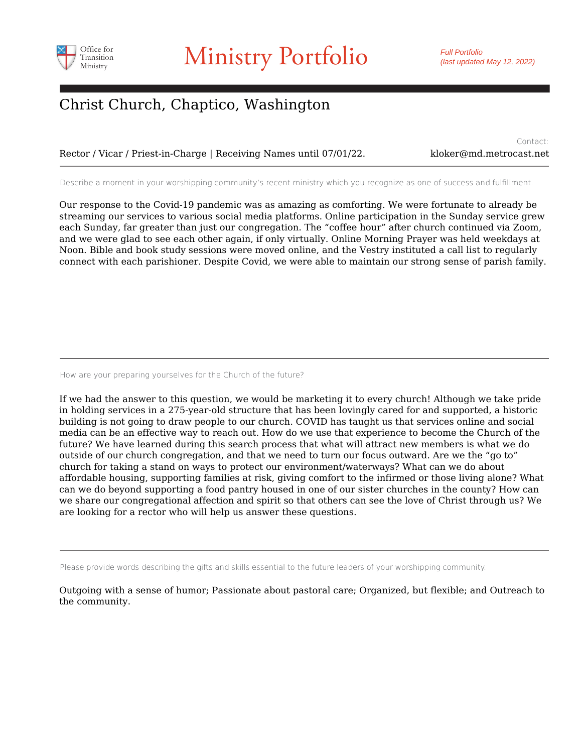# Christ Church, Chaptico, Washington

Rector / Vicar / Priest-in-Charge | Receiving Names until 07/01/22.

Contact: kloker@md.metrocast.net

---

Describe a moment in your worshipping community's recent ministry which you recognize as one of success and fulfillment.

Our response to the Covid-19 pandemic was as amazing as comforting. We were fortunate to already be streaming our services to various social media platforms. Online participation in the Sunday service grew each Sunday, far greater than just our congregation. The "coffee hour" after church continued via Zoom, and we were glad to see each other again, if only virtually. Online Morning Prayer was held weekdays at Noon. Bible and book study sessions were moved online, and the Vestry instituted a call list to regularly connect with each parishioner. Despite Covid, we were able to maintain our strong sense of parish family.

---

How are your preparing yourselves for the Church of the future?

If we had the answer to this question, we would be marketing it to every church! Although we take pride in holding services in a 275-year-old structure that has been lovingly cared for and supported, a historic building is not going to draw people to our church. COVID has taught us that services online and social media can be an effective way to reach out. How do we use that experience to become the Church of the future? We have learned during this search process that what will attract new members is what we do outside of our church congregation, and that we need to turn our focus outward. Are we the "go to" church for taking a stand on ways to protect our environment/waterways? What can we do about affordable housing, supporting families at risk, giving comfort to the infirmed or those living alone? What can we do beyond supporting a food pantry housed in one of our sister churches in the county? How can we share our congregational affection and spirit so that others can see the love of Christ through us? We are looking for a rector who will help us answer these questions.

---

Please provide words describing the gifts and skills essential to the future leaders of your worshipping community.

Outgoing with a sense of humor; Passionate about pastoral care; Organized, but flexible; and Outreach to the community.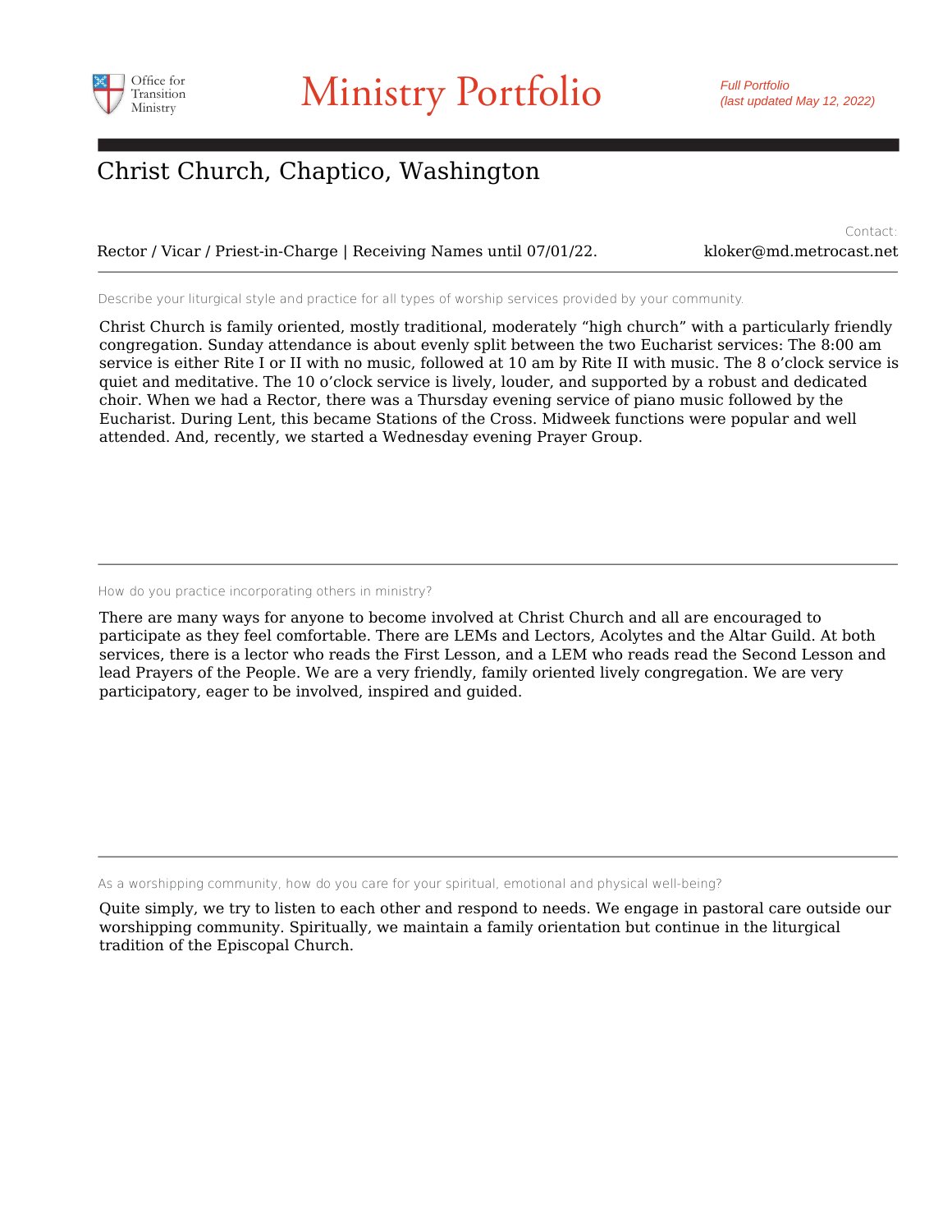# Christ Church, Chaptico, Washington

Rector / Vicar / Priest-in-Charge | Receiving Names until 07/01/22.

Contact: kloker@md.metrocast.net

---

Describe your liturgical style and practice for all types of worship services provided by your community.

Christ Church is family oriented, mostly traditional, moderately "high church" with a particularly friendly congregation. Sunday attendance is about evenly split between the two Eucharist services: The 8:00 am service is either Rite I or II with no music, followed at 10 am by Rite II with music. The 8 o'clock service is quiet and meditative. The 10 o'clock service is lively, louder, and supported by a robust and dedicated choir. When we had a Rector, there was a Thursday evening service of piano music followed by the Eucharist. During Lent, this became Stations of the Cross. Midweek functions were popular and well attended. And, recently, we started a Wednesday evening Prayer Group.

---

How do you practice incorporating others in ministry?

There are many ways for anyone to become involved at Christ Church and all are encouraged to participate as they feel comfortable. There are LEMs and Lectors, Acolytes and the Altar Guild. At both services, there is a lector who reads the First Lesson, and a LEM who reads read the Second Lesson and lead Prayers of the People. We are a very friendly, family oriented lively congregation. We are very participatory, eager to be involved, inspired and guided.

---

As a worshipping community, how do you care for your spiritual, emotional and physical well-being?

Quite simply, we try to listen to each other and respond to needs. We engage in pastoral care outside our worshipping community. Spiritually, we maintain a family orientation but continue in the liturgical tradition of the Episcopal Church.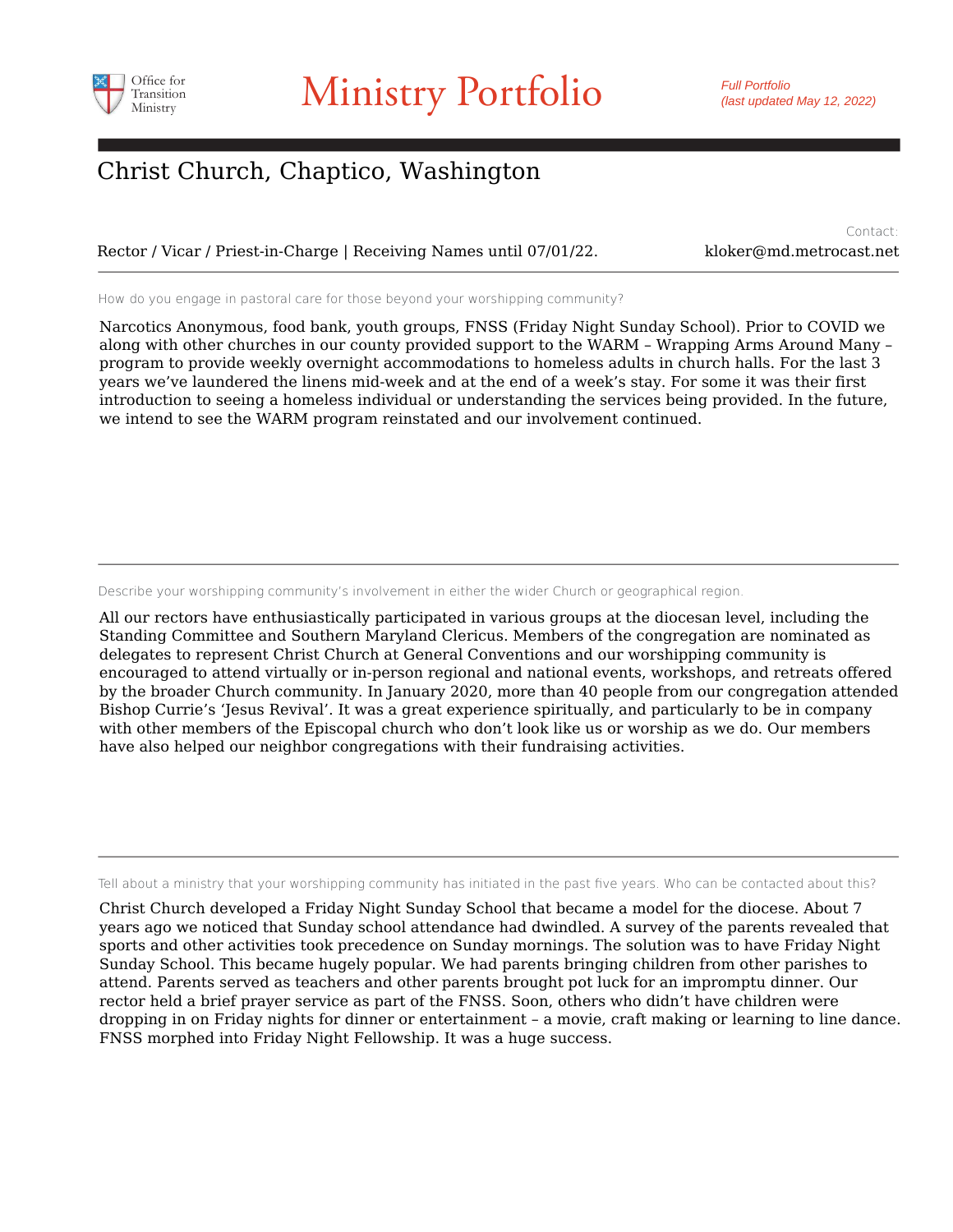# Christ Church, Chaptico, Washington

Rector / Vicar / Priest-in-Charge | Receiving Names until 07/01/22.

Contact: kloker@md.metrocast.net

---

How do you engage in pastoral care for those beyond your worshipping community?

Narcotics Anonymous, food bank, youth groups, FNSS (Friday Night Sunday School). Prior to COVID we along with other churches in our county provided support to the WARM – Wrapping Arms Around Many – program to provide weekly overnight accommodations to homeless adults in church halls. For the last 3 years we've laundered the linens mid-week and at the end of a week's stay. For some it was their first introduction to seeing a homeless individual or understanding the services being provided. In the future, we intend to see the WARM program reinstated and our involvement continued.

---

Describe your worshipping community's involvement in either the wider Church or geographical region.

All our rectors have enthusiastically participated in various groups at the diocesan level, including the Standing Committee and Southern Maryland Clericus. Members of the congregation are nominated as delegates to represent Christ Church at General Conventions and our worshipping community is encouraged to attend virtually or in-person regional and national events, workshops, and retreats offered by the broader Church community. In January 2020, more than 40 people from our congregation attended Bishop Currie's 'Jesus Revival'. It was a great experience spiritually, and particularly to be in company with other members of the Episcopal church who don't look like us or worship as we do. Our members have also helped our neighbor congregations with their fundraising activities.

---

Tell about a ministry that your worshipping community has initiated in the past five years. Who can be contacted about this?

Christ Church developed a Friday Night Sunday School that became a model for the diocese. About 7 years ago we noticed that Sunday school attendance had dwindled. A survey of the parents revealed that sports and other activities took precedence on Sunday mornings. The solution was to have Friday Night Sunday School. This became hugely popular. We had parents bringing children from other parishes to attend. Parents served as teachers and other parents brought pot luck for an impromptu dinner. Our rector held a brief prayer service as part of the FNSS. Soon, others who didn't have children were dropping in on Friday nights for dinner or entertainment – a movie, craft making or learning to line dance. FNSS morphed into Friday Night Fellowship. It was a huge success.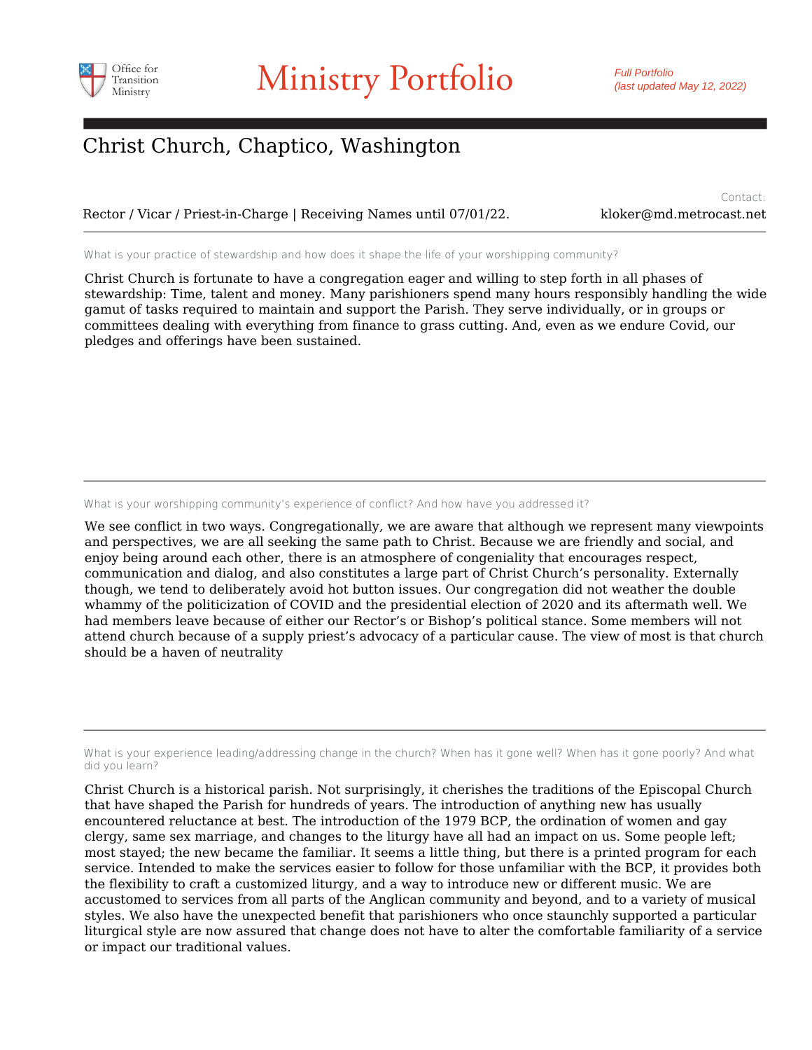# Ministry Portfolio

*Full Portfolio (last updated May 12, 2022)*

## Christ Church, Chaptico, Washington

Rector / Vicar / Priest-in-Charge | Receiving Names until 07/01/22.

Contact: kloker@md.metrocast.net

---

What is your practice of stewardship and how does it shape the life of your worshipping community?

Christ Church is fortunate to have a congregation eager and willing to step forth in all phases of stewardship: Time, talent and money. Many parishioners spend many hours responsibly handling the wide gamut of tasks required to maintain and support the Parish. They serve individually, or in groups or committees dealing with everything from finance to grass cutting. And, even as we endure Covid, our pledges and offerings have been sustained.

---

What is your worshipping community's experience of conflict? And how have you addressed it?

We see conflict in two ways. Congregationally, we are aware that although we represent many viewpoints and perspectives, we are all seeking the same path to Christ. Because we are friendly and social, and enjoy being around each other, there is an atmosphere of congeniality that encourages respect, communication and dialog, and also constitutes a large part of Christ Church's personality. Externally though, we tend to deliberately avoid hot button issues. Our congregation did not weather the double whammy of the politicization of COVID and the presidential election of 2020 and its aftermath well. We had members leave because of either our Rector's or Bishop's political stance. Some members will not attend church because of a supply priest's advocacy of a particular cause. The view of most is that church should be a haven of neutrality

---

What is your experience leading/addressing change in the church? When has it gone well? When has it gone poorly? And what did you learn?

Christ Church is a historical parish. Not surprisingly, it cherishes the traditions of the Episcopal Church that have shaped the Parish for hundreds of years. The introduction of anything new has usually encountered reluctance at best. The introduction of the 1979 BCP, the ordination of women and gay clergy, same sex marriage, and changes to the liturgy have all had an impact on us. Some people left; most stayed; the new became the familiar. It seems a little thing, but there is a printed program for each service. Intended to make the services easier to follow for those unfamiliar with the BCP, it provides both the flexibility to craft a customized liturgy, and a way to introduce new or different music. We are accustomed to services from all parts of the Anglican community and beyond, and to a variety of musical styles. We also have the unexpected benefit that parishioners who once staunchly supported a particular liturgical style are now assured that change does not have to alter the comfortable familiarity of a service or impact our traditional values.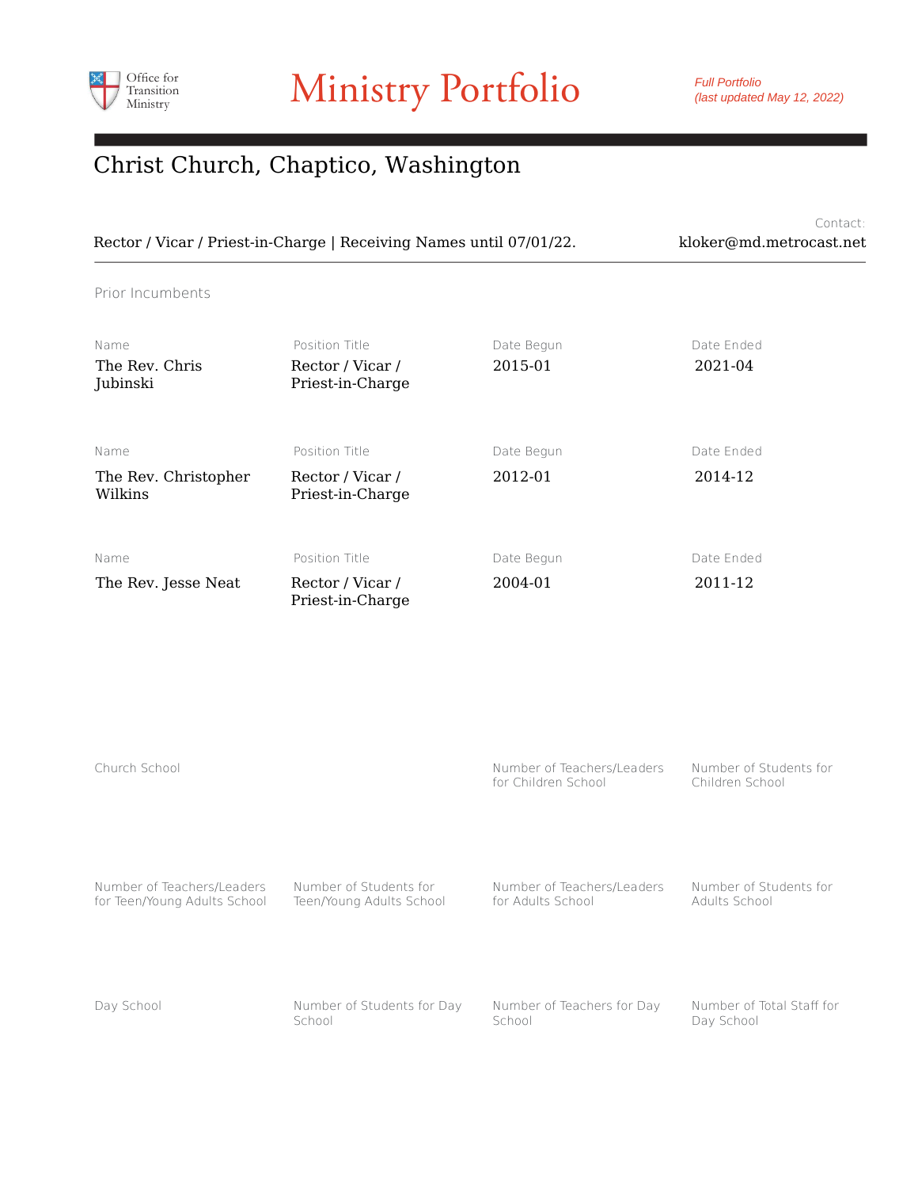Office for Transition Ministry

# Ministry Portfolio

*Full Portfolio (last updated May 12, 2022)*

## Christ Church, Chaptico, Washington

Rector / Vicar / Priest-in-Charge | Receiving Names until 07/01/22.

Contact: kloker@md.metrocast.net

### Prior Incumbents

| Name | Position Title | Date Begun | Date Ended |
|---|---|---|---|
| The Rev. Chris Jubinski | Rector / Vicar / Priest-in-Charge | 2015-01 | 2021-04 |
| The Rev. Christopher Wilkins | Rector / Vicar / Priest-in-Charge | 2012-01 | 2014-12 |
| The Rev. Jesse Neat | Rector / Vicar / Priest-in-Charge | 2004-01 | 2011-12 |

### Church School

Number of Teachers/Leaders for Children School

Number of Students for Children School

Number of Teachers/Leaders for Teen/Young Adults School

Number of Students for Teen/Young Adults School

Number of Teachers/Leaders for Adults School

Number of Students for Adults School

### Day School

Number of Students for Day School

Number of Teachers for Day School

Number of Total Staff for Day School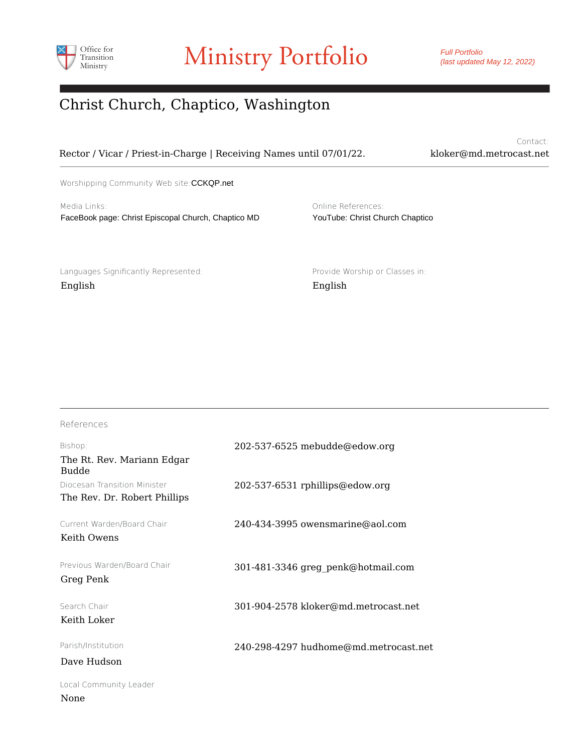Office for Transition Ministry

# Ministry Portfolio

*Full Portfolio (last updated May 12, 2022)*

## Christ Church, Chaptico, Washington

Rector / Vicar / Priest-in-Charge | Receiving Names until 07/01/22.

Contact: kloker@md.metrocast.net

Worshipping Community Web site: CCKQP.net

Media Links:
FaceBook page: Christ Episcopal Church, Chaptico MD

Online References:
YouTube: Christ Church Chaptico

Languages Significantly Represented:
English

Provide Worship or Classes in:
English

### References

| | |
|---|---|
| Bishop: The Rt. Rev. Mariann Edgar Budde | 202-537-6525 mebudde@edow.org |
| Diocesan Transition Minister: The Rev. Dr. Robert Phillips | 202-537-6531 rphillips@edow.org |
| Current Warden/Board Chair: Keith Owens | 240-434-3995 owensmarine@aol.com |
| Previous Warden/Board Chair: Greg Penk | 301-481-3346 greg_penk@hotmail.com |
| Search Chair: Keith Loker | 301-904-2578 kloker@md.metrocast.net |
| Parish/Institution: Dave Hudson | 240-298-4297 hudhome@md.metrocast.net |
| Local Community Leader: None | |